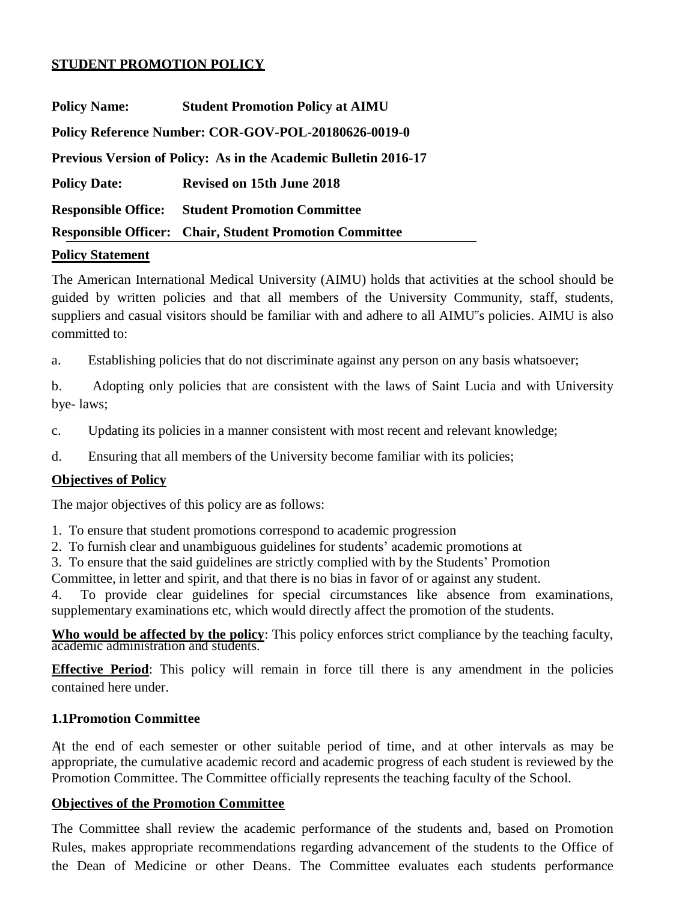## STUDENT PROMOTION POLICY

**Policy Name:** **Student Promotion Policy at AIMU**

**Policy Reference Number: COR-GOV-POL-20180626-0019-0**

**Previous Version of Policy: As in the Academic Bulletin 2016-17**

**Policy Date:** **Revised on 15th June 2018**

**Responsible Office:** **Student Promotion Committee**

**Responsible Officer:** **Chair, Student Promotion Committee**

### Policy Statement

The American International Medical University (AIMU) holds that activities at the school should be guided by written policies and that all members of the University Community, staff, students, suppliers and casual visitors should be familiar with and adhere to all AIMU"s policies. AIMU is also committed to:

a. Establishing policies that do not discriminate against any person on any basis whatsoever;

b. Adopting only policies that are consistent with the laws of Saint Lucia and with University bye- laws;

c. Updating its policies in a manner consistent with most recent and relevant knowledge;

d. Ensuring that all members of the University become familiar with its policies;

### Objectives of Policy

The major objectives of this policy are as follows:

1. To ensure that student promotions correspond to academic progression
2. To furnish clear and unambiguous guidelines for students' academic promotions at
3. To ensure that the said guidelines are strictly complied with by the Students' Promotion Committee, in letter and spirit, and that there is no bias in favor of or against any student.
4. To provide clear guidelines for special circumstances like absence from examinations, supplementary examinations etc, which would directly affect the promotion of the students.

**Who would be affected by the policy**: This policy enforces strict compliance by the teaching faculty, academic administration and students.

**Effective Period**: This policy will remain in force till there is any amendment in the policies contained here under.

### 1.1Promotion Committee

At the end of each semester or other suitable period of time, and at other intervals as may be appropriate, the cumulative academic record and academic progress of each student is reviewed by the Promotion Committee. The Committee officially represents the teaching faculty of the School.

### Objectives of the Promotion Committee

The Committee shall review the academic performance of the students and, based on Promotion Rules, makes appropriate recommendations regarding advancement of the students to the Office of the Dean of Medicine or other Deans. The Committee evaluates each students performance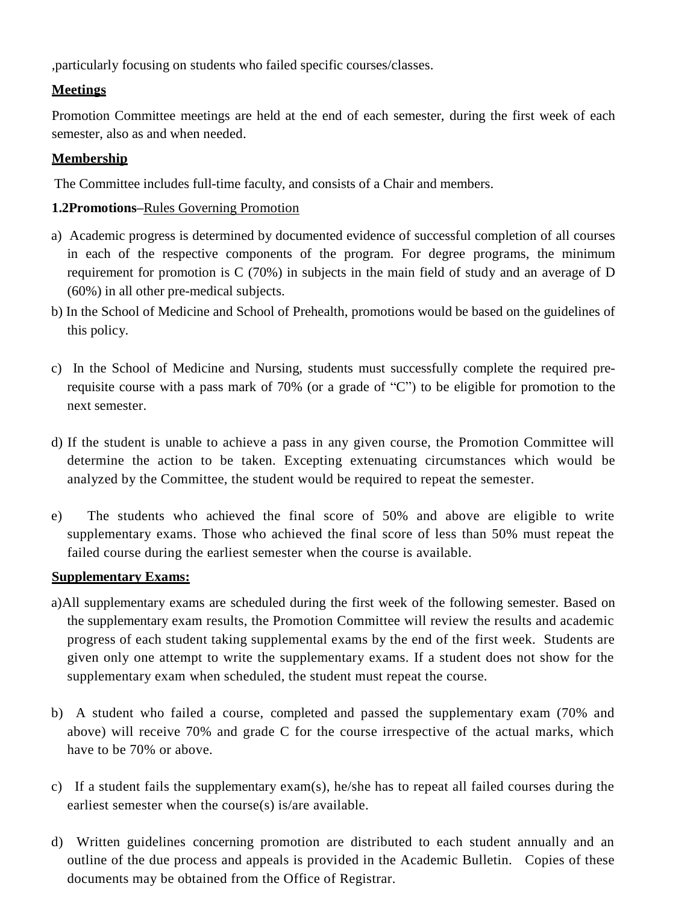,particularly focusing on students who failed specific courses/classes.

**Meetings**

Promotion Committee meetings are held at the end of each semester, during the first week of each semester, also as and when needed.

**Membership**

The Committee includes full-time faculty, and consists of a Chair and members.

**1.2Promotions**–Rules Governing Promotion

a) Academic progress is determined by documented evidence of successful completion of all courses in each of the respective components of the program. For degree programs, the minimum requirement for promotion is C (70%) in subjects in the main field of study and an average of D (60%) in all other pre-medical subjects.

b) In the School of Medicine and School of Prehealth, promotions would be based on the guidelines of this policy.

c) In the School of Medicine and Nursing, students must successfully complete the required pre-requisite course with a pass mark of 70% (or a grade of "C") to be eligible for promotion to the next semester.

d) If the student is unable to achieve a pass in any given course, the Promotion Committee will determine the action to be taken. Excepting extenuating circumstances which would be analyzed by the Committee, the student would be required to repeat the semester.

e) The students who achieved the final score of 50% and above are eligible to write supplementary exams. Those who achieved the final score of less than 50% must repeat the failed course during the earliest semester when the course is available.

**Supplementary Exams:**

a)All supplementary exams are scheduled during the first week of the following semester. Based on the supplementary exam results, the Promotion Committee will review the results and academic progress of each student taking supplemental exams by the end of the first week. Students are given only one attempt to write the supplementary exams. If a student does not show for the supplementary exam when scheduled, the student must repeat the course.

b) A student who failed a course, completed and passed the supplementary exam (70% and above) will receive 70% and grade C for the course irrespective of the actual marks, which have to be 70% or above.

c) If a student fails the supplementary exam(s), he/she has to repeat all failed courses during the earliest semester when the course(s) is/are available.

d) Written guidelines concerning promotion are distributed to each student annually and an outline of the due process and appeals is provided in the Academic Bulletin. Copies of these documents may be obtained from the Office of Registrar.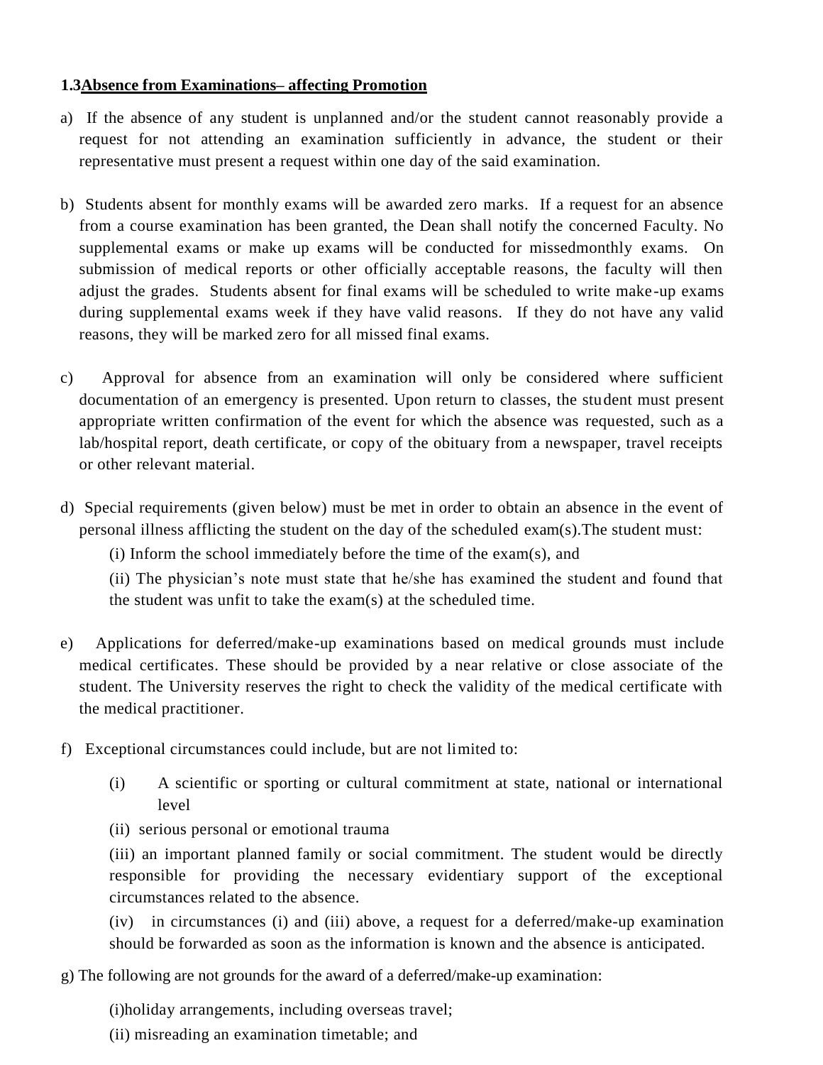**1.3Absence from Examinations– affecting Promotion**

a) If the absence of any student is unplanned and/or the student cannot reasonably provide a request for not attending an examination sufficiently in advance, the student or their representative must present a request within one day of the said examination.

b) Students absent for monthly exams will be awarded zero marks. If a request for an absence from a course examination has been granted, the Dean shall notify the concerned Faculty. No supplemental exams or make up exams will be conducted for missedmonthly exams. On submission of medical reports or other officially acceptable reasons, the faculty will then adjust the grades. Students absent for final exams will be scheduled to write make-up exams during supplemental exams week if they have valid reasons. If they do not have any valid reasons, they will be marked zero for all missed final exams.

c) Approval for absence from an examination will only be considered where sufficient documentation of an emergency is presented. Upon return to classes, the student must present appropriate written confirmation of the event for which the absence was requested, such as a lab/hospital report, death certificate, or copy of the obituary from a newspaper, travel receipts or other relevant material.

d) Special requirements (given below) must be met in order to obtain an absence in the event of personal illness afflicting the student on the day of the scheduled exam(s).The student must:

   (i) Inform the school immediately before the time of the exam(s), and

   (ii) The physician's note must state that he/she has examined the student and found that the student was unfit to take the exam(s) at the scheduled time.

e) Applications for deferred/make-up examinations based on medical grounds must include medical certificates. These should be provided by a near relative or close associate of the student. The University reserves the right to check the validity of the medical certificate with the medical practitioner.

f) Exceptional circumstances could include, but are not limited to:

   (i) A scientific or sporting or cultural commitment at state, national or international level

   (ii) serious personal or emotional trauma

   (iii) an important planned family or social commitment. The student would be directly responsible for providing the necessary evidentiary support of the exceptional circumstances related to the absence.

   (iv) in circumstances (i) and (iii) above, a request for a deferred/make-up examination should be forwarded as soon as the information is known and the absence is anticipated.

g) The following are not grounds for the award of a deferred/make-up examination:

   (i)holiday arrangements, including overseas travel;

   (ii) misreading an examination timetable; and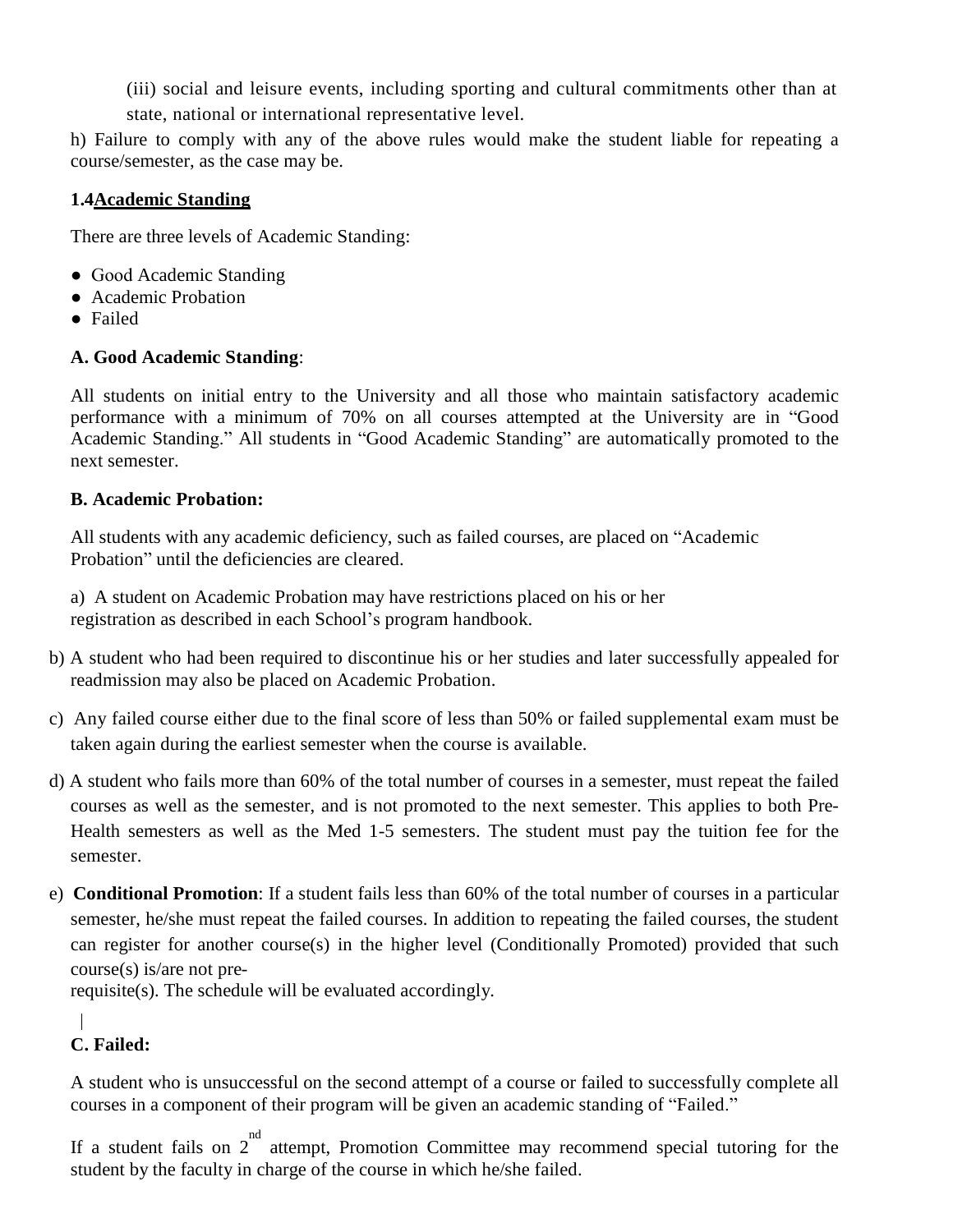(iii) social and leisure events, including sporting and cultural commitments other than at state, national or international representative level.

h) Failure to comply with any of the above rules would make the student liable for repeating a course/semester, as the case may be.

### 1.4 Academic Standing

There are three levels of Academic Standing:

- Good Academic Standing
- Academic Probation
- Failed

**A. Good Academic Standing**:

All students on initial entry to the University and all those who maintain satisfactory academic performance with a minimum of 70% on all courses attempted at the University are in "Good Academic Standing." All students in "Good Academic Standing" are automatically promoted to the next semester.

**B. Academic Probation:**

All students with any academic deficiency, such as failed courses, are placed on "Academic Probation" until the deficiencies are cleared.

a) A student on Academic Probation may have restrictions placed on his or her registration as described in each School's program handbook.

b) A student who had been required to discontinue his or her studies and later successfully appealed for readmission may also be placed on Academic Probation.

c) Any failed course either due to the final score of less than 50% or failed supplemental exam must be taken again during the earliest semester when the course is available.

d) A student who fails more than 60% of the total number of courses in a semester, must repeat the failed courses as well as the semester, and is not promoted to the next semester. This applies to both Pre-Health semesters as well as the Med 1-5 semesters. The student must pay the tuition fee for the semester.

e) **Conditional Promotion**: If a student fails less than 60% of the total number of courses in a particular semester, he/she must repeat the failed courses. In addition to repeating the failed courses, the student can register for another course(s) in the higher level (Conditionally Promoted) provided that such course(s) is/are not pre-requisite(s). The schedule will be evaluated accordingly.

**C. Failed:**

A student who is unsuccessful on the second attempt of a course or failed to successfully complete all courses in a component of their program will be given an academic standing of "Failed."

If a student fails on 2nd attempt, Promotion Committee may recommend special tutoring for the student by the faculty in charge of the course in which he/she failed.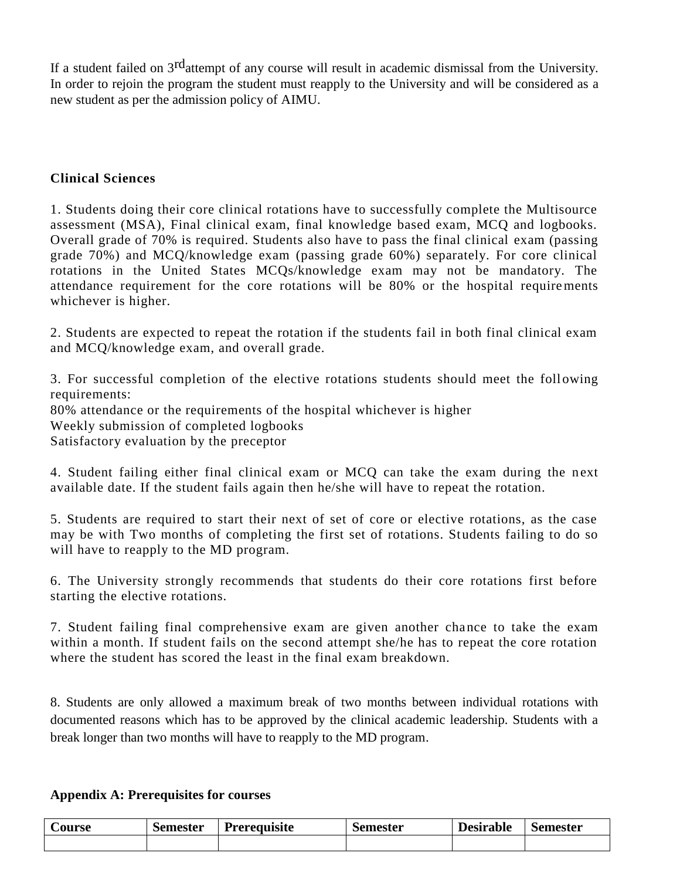If a student failed on 3rd attempt of any course will result in academic dismissal from the University. In order to rejoin the program the student must reapply to the University and will be considered as a new student as per the admission policy of AIMU.

**Clinical Sciences**

1. Students doing their core clinical rotations have to successfully complete the Multisource assessment (MSA), Final clinical exam, final knowledge based exam, MCQ and logbooks. Overall grade of 70% is required. Students also have to pass the final clinical exam (passing grade 70%) and MCQ/knowledge exam (passing grade 60%) separately. For core clinical rotations in the United States MCQs/knowledge exam may not be mandatory. The attendance requirement for the core rotations will be 80% or the hospital requirements whichever is higher.

2. Students are expected to repeat the rotation if the students fail in both final clinical exam and MCQ/knowledge exam, and overall grade.

3. For successful completion of the elective rotations students should meet the following requirements:
80% attendance or the requirements of the hospital whichever is higher
Weekly submission of completed logbooks
Satisfactory evaluation by the preceptor

4. Student failing either final clinical exam or MCQ can take the exam during the next available date. If the student fails again then he/she will have to repeat the rotation.

5. Students are required to start their next of set of core or elective rotations, as the case may be with Two months of completing the first set of rotations. Students failing to do so will have to reapply to the MD program.

6. The University strongly recommends that students do their core rotations first before starting the elective rotations.

7. Student failing final comprehensive exam are given another chance to take the exam within a month. If student fails on the second attempt she/he has to repeat the core rotation where the student has scored the least in the final exam breakdown.

8. Students are only allowed a maximum break of two months between individual rotations with documented reasons which has to be approved by the clinical academic leadership. Students with a break longer than two months will have to reapply to the MD program.

**Appendix A: Prerequisites for courses**

| Course | Semester | Prerequisite | Semester | Desirable | Semester |
|---|---|---|---|---|---|
| | | | | | |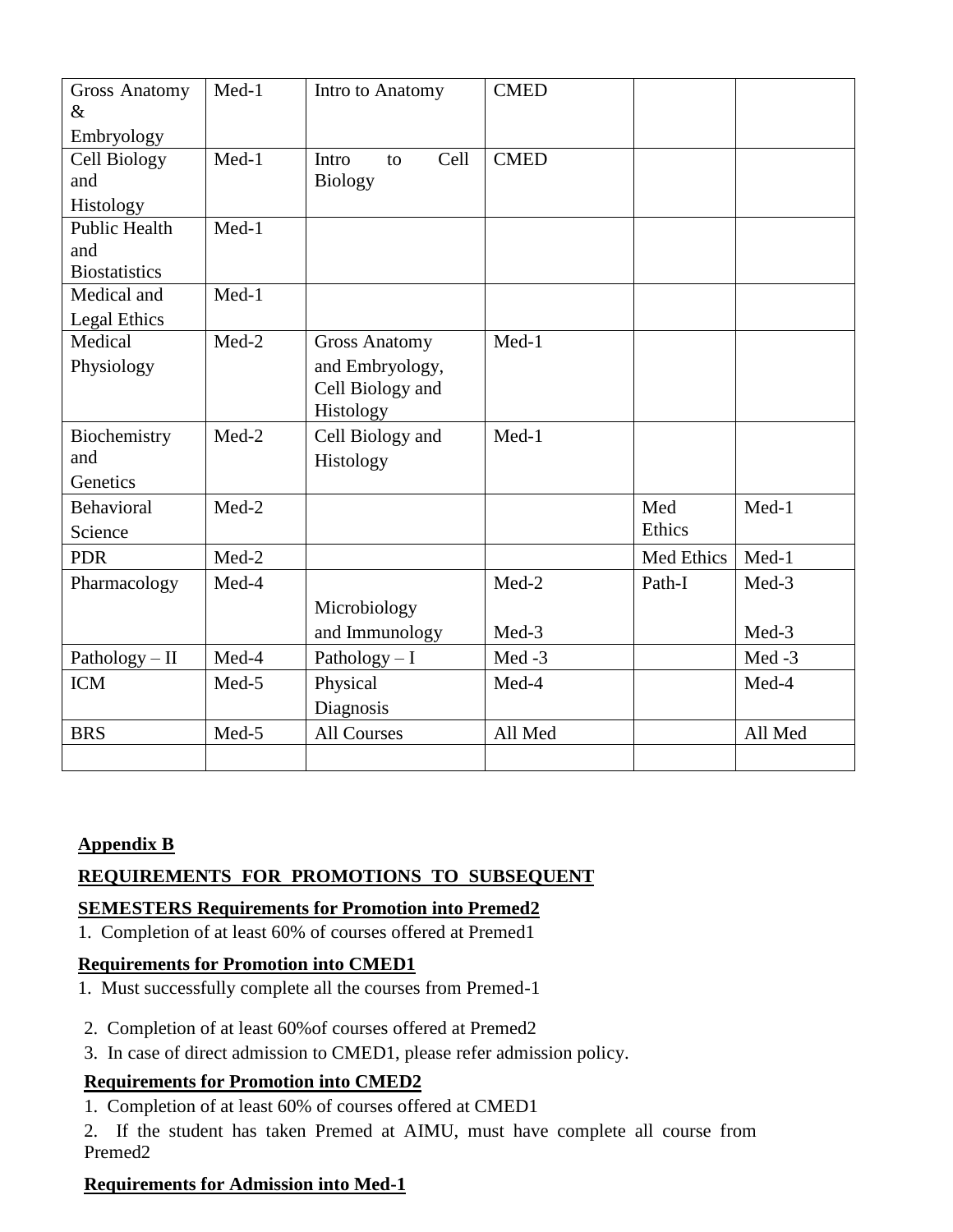| Gross Anatomy & Embryology | Med-1 | Intro to Anatomy | CMED | | |
|---|---|---|---|---|---|
| Cell Biology and Histology | Med-1 | Intro to Cell Biology | CMED | | |
| Public Health and Biostatistics | Med-1 | | | | |
| Medical and Legal Ethics | Med-1 | | | | |
| Medical Physiology | Med-2 | Gross Anatomy and Embryology, Cell Biology and Histology | Med-1 | | |
| Biochemistry and Genetics | Med-2 | Cell Biology and Histology | Med-1 | | |
| Behavioral Science | Med-2 | | | Med Ethics | Med-1 |
| PDR | Med-2 | | | Med Ethics | Med-1 |
| Pharmacology | Med-4 | Microbiology and Immunology | Med-2<br>Med-3 | Path-I | Med-3<br>Med-3 |
| Pathology – II | Med-4 | Pathology – I | Med -3 | | Med -3 |
| ICM | Med-5 | Physical Diagnosis | Med-4 | | Med-4 |
| BRS | Med-5 | All Courses | All Med | | All Med |
| | | | | | |

**Appendix B**

**REQUIREMENTS FOR PROMOTIONS TO SUBSEQUENT**

**SEMESTERS Requirements for Promotion into Premed2**

1. Completion of at least 60% of courses offered at Premed1

**Requirements for Promotion into CMED1**

1. Must successfully complete all the courses from Premed-1
2. Completion of at least 60%of courses offered at Premed2
3. In case of direct admission to CMED1, please refer admission policy.

**Requirements for Promotion into CMED2**

1. Completion of at least 60% of courses offered at CMED1
2. If the student has taken Premed at AIMU, must have complete all course from Premed2

**Requirements for Admission into Med-1**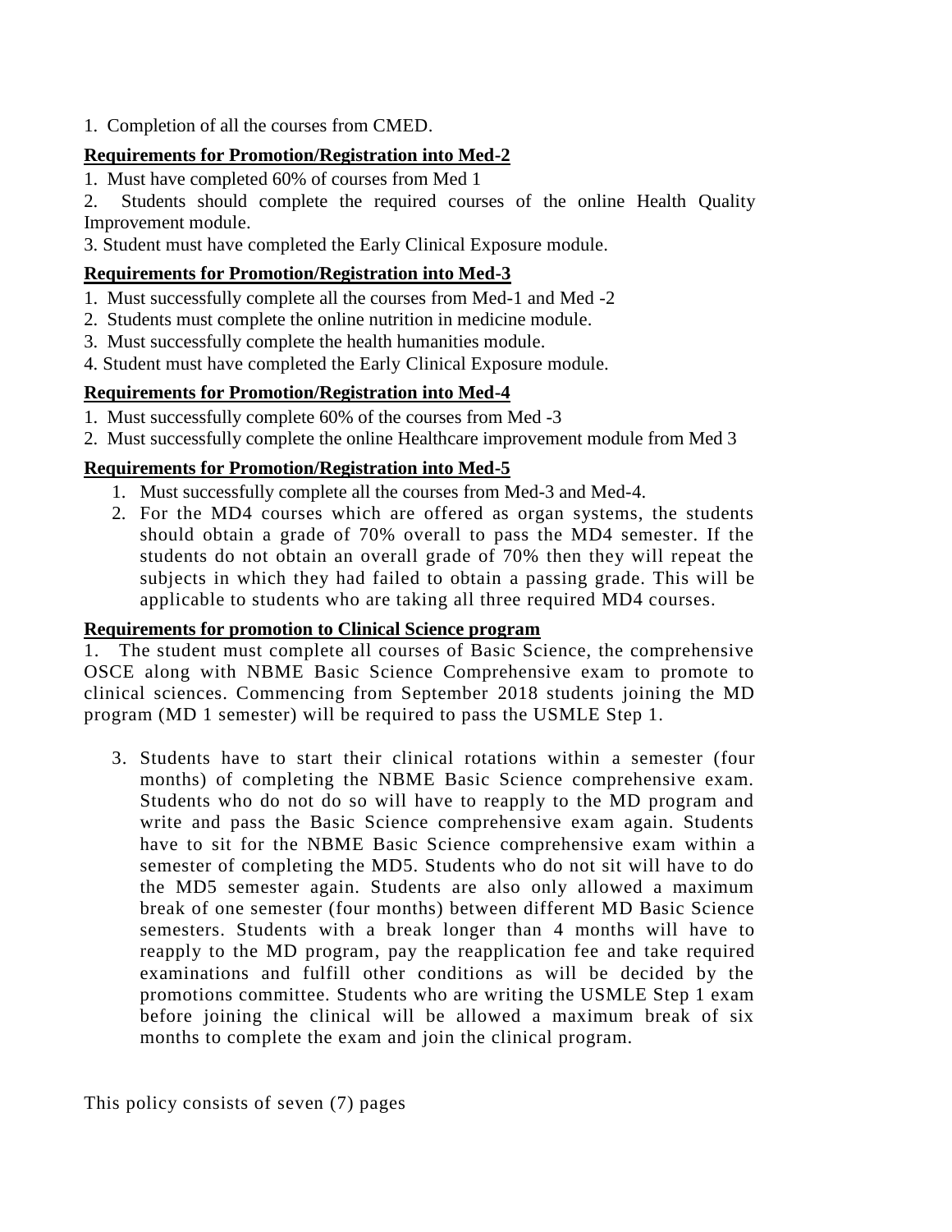1. Completion of all the courses from CMED.

**<u>Requirements for Promotion/Registration into Med-2</u>**

1. Must have completed 60% of courses from Med 1
2. Students should complete the required courses of the online Health Quality Improvement module.
3. Student must have completed the Early Clinical Exposure module.

**<u>Requirements for Promotion/Registration into Med-3</u>**

1. Must successfully complete all the courses from Med-1 and Med -2
2. Students must complete the online nutrition in medicine module.
3. Must successfully complete the health humanities module.
4. Student must have completed the Early Clinical Exposure module.

**<u>Requirements for Promotion/Registration into Med-4</u>**

1. Must successfully complete 60% of the courses from Med -3
2. Must successfully complete the online Healthcare improvement module from Med 3

**<u>Requirements for Promotion/Registration into Med-5</u>**

1. Must successfully complete all the courses from Med-3 and Med-4.
2. For the MD4 courses which are offered as organ systems, the students should obtain a grade of 70% overall to pass the MD4 semester. If the students do not obtain an overall grade of 70% then they will repeat the subjects in which they had failed to obtain a passing grade. This will be applicable to students who are taking all three required MD4 courses.

**<u>Requirements for promotion to Clinical Science program</u>**

1. The student must complete all courses of Basic Science, the comprehensive OSCE along with NBME Basic Science Comprehensive exam to promote to clinical sciences. Commencing from September 2018 students joining the MD program (MD 1 semester) will be required to pass the USMLE Step 1.

3. Students have to start their clinical rotations within a semester (four months) of completing the NBME Basic Science comprehensive exam. Students who do not do so will have to reapply to the MD program and write and pass the Basic Science comprehensive exam again. Students have to sit for the NBME Basic Science comprehensive exam within a semester of completing the MD5. Students who do not sit will have to do the MD5 semester again. Students are also only allowed a maximum break of one semester (four months) between different MD Basic Science semesters. Students with a break longer than 4 months will have to reapply to the MD program, pay the reapplication fee and take required examinations and fulfill other conditions as will be decided by the promotions committee. Students who are writing the USMLE Step 1 exam before joining the clinical will be allowed a maximum break of six months to complete the exam and join the clinical program.

This policy consists of seven (7) pages